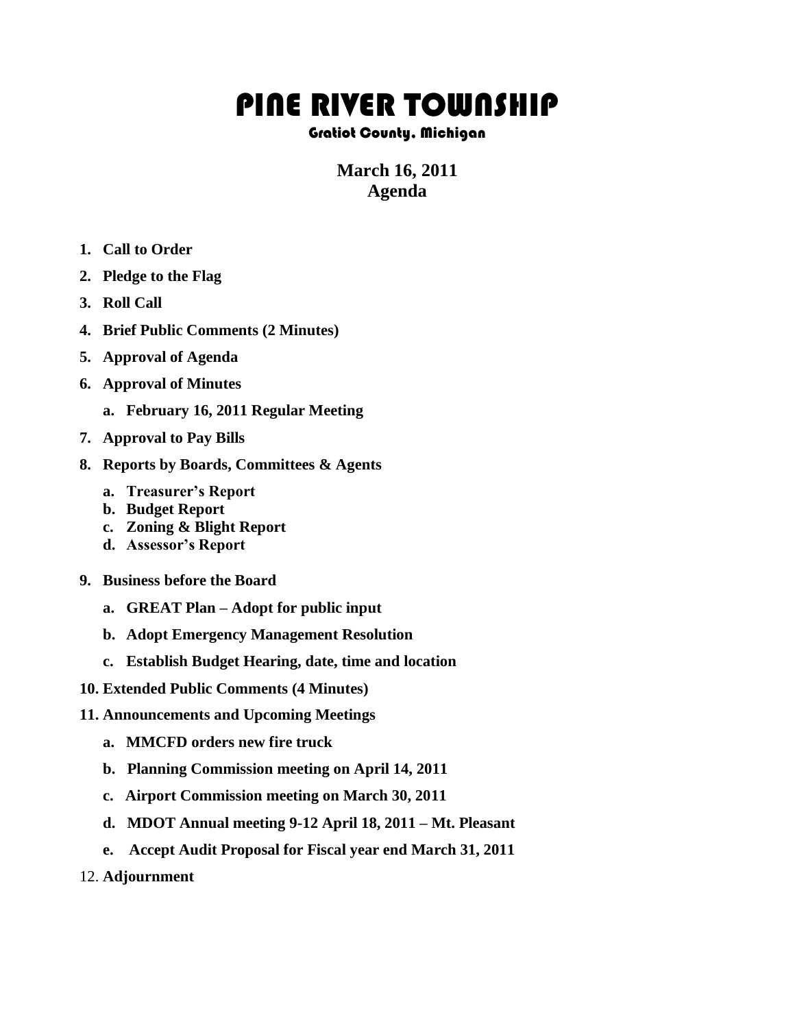# PINE RIVER TOWNSHIP

### Gratiot County, Michigan

**March 16, 2011**
**Agenda**

1. **Call to Order**
2. **Pledge to the Flag**
3. **Roll Call**
4. **Brief Public Comments (2 Minutes)**
5. **Approval of Agenda**
6. **Approval of Minutes**
   a. **February 16, 2011 Regular Meeting**
7. **Approval to Pay Bills**
8. **Reports by Boards, Committees & Agents**
   a. **Treasurer's Report**
   b. **Budget Report**
   c. **Zoning & Blight Report**
   d. **Assessor's Report**
9. **Business before the Board**
   a. **GREAT Plan – Adopt for public input**
   b. **Adopt Emergency Management Resolution**
   c. **Establish Budget Hearing, date, time and location**
10. **Extended Public Comments (4 Minutes)**
11. **Announcements and Upcoming Meetings**
    a. **MMCFD orders new fire truck**
    b. **Planning Commission meeting on April 14, 2011**
    c. **Airport Commission meeting on March 30, 2011**
    d. **MDOT Annual meeting 9-12 April 18, 2011 – Mt. Pleasant**
    e. **Accept Audit Proposal for Fiscal year end March 31, 2011**
12. **Adjournment**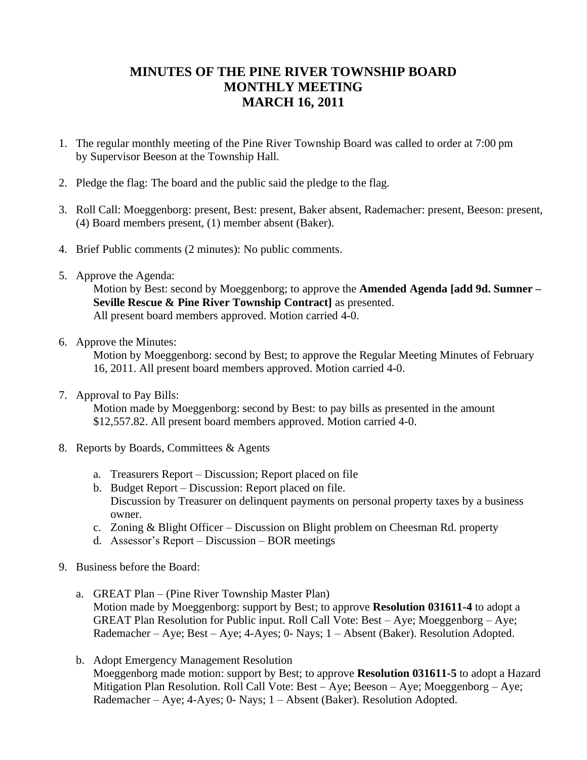# MINUTES OF THE PINE RIVER TOWNSHIP BOARD
# MONTHLY MEETING
# MARCH 16, 2011

1. The regular monthly meeting of the Pine River Township Board was called to order at 7:00 pm by Supervisor Beeson at the Township Hall.

2. Pledge the flag: The board and the public said the pledge to the flag.

3. Roll Call: Moeggenborg: present, Best: present, Baker absent, Rademacher: present, Beeson: present, (4) Board members present, (1) member absent (Baker).

4. Brief Public comments (2 minutes): No public comments.

5. Approve the Agenda:
   Motion by Best: second by Moeggenborg; to approve the **Amended Agenda [add 9d. Sumner – Seville Rescue & Pine River Township Contract]** as presented.
   All present board members approved. Motion carried 4-0.

6. Approve the Minutes:
   Motion by Moeggenborg: second by Best; to approve the Regular Meeting Minutes of February 16, 2011. All present board members approved. Motion carried 4-0.

7. Approval to Pay Bills:
   Motion made by Moeggenborg: second by Best: to pay bills as presented in the amount $12,557.82. All present board members approved. Motion carried 4-0.

8. Reports by Boards, Committees & Agents

   a. Treasurers Report – Discussion; Report placed on file
   b. Budget Report – Discussion: Report placed on file.
      Discussion by Treasurer on delinquent payments on personal property taxes by a business owner.
   c. Zoning & Blight Officer – Discussion on Blight problem on Cheesman Rd. property
   d. Assessor's Report – Discussion – BOR meetings

9. Business before the Board:

   a. GREAT Plan – (Pine River Township Master Plan)
      Motion made by Moeggenborg: support by Best; to approve **Resolution 031611-4** to adopt a GREAT Plan Resolution for Public input. Roll Call Vote: Best – Aye; Moeggenborg – Aye; Rademacher – Aye; Best – Aye; 4-Ayes; 0- Nays; 1 – Absent (Baker). Resolution Adopted.

   b. Adopt Emergency Management Resolution
      Moeggenborg made motion: support by Best; to approve **Resolution 031611-5** to adopt a Hazard Mitigation Plan Resolution. Roll Call Vote: Best – Aye; Beeson – Aye; Moeggenborg – Aye; Rademacher – Aye; 4-Ayes; 0- Nays; 1 – Absent (Baker). Resolution Adopted.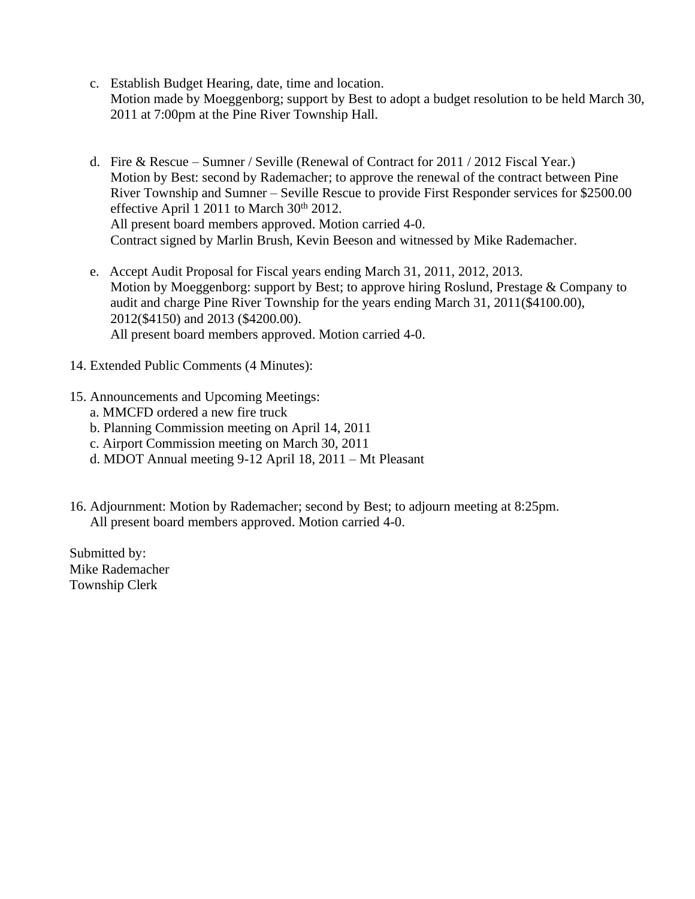c. Establish Budget Hearing, date, time and location.
   Motion made by Moeggenborg; support by Best to adopt a budget resolution to be held March 30, 2011 at 7:00pm at the Pine River Township Hall.

d. Fire & Rescue – Sumner / Seville (Renewal of Contract for 2011 / 2012 Fiscal Year.)
   Motion by Best: second by Rademacher; to approve the renewal of the contract between Pine River Township and Sumner – Seville Rescue to provide First Responder services for $2500.00 effective April 1 2011 to March 30th 2012.
   All present board members approved. Motion carried 4-0.
   Contract signed by Marlin Brush, Kevin Beeson and witnessed by Mike Rademacher.

e. Accept Audit Proposal for Fiscal years ending March 31, 2011, 2012, 2013.
   Motion by Moeggenborg: support by Best; to approve hiring Roslund, Prestage & Company to audit and charge Pine River Township for the years ending March 31, 2011($4100.00), 2012($4150) and 2013 ($4200.00).
   All present board members approved. Motion carried 4-0.

14. Extended Public Comments (4 Minutes):

15. Announcements and Upcoming Meetings:
    a. MMCFD ordered a new fire truck
    b. Planning Commission meeting on April 14, 2011
    c. Airport Commission meeting on March 30, 2011
    d. MDOT Annual meeting 9-12 April 18, 2011 – Mt Pleasant

16. Adjournment: Motion by Rademacher; second by Best; to adjourn meeting at 8:25pm.
    All present board members approved. Motion carried 4-0.

Submitted by:
Mike Rademacher
Township Clerk